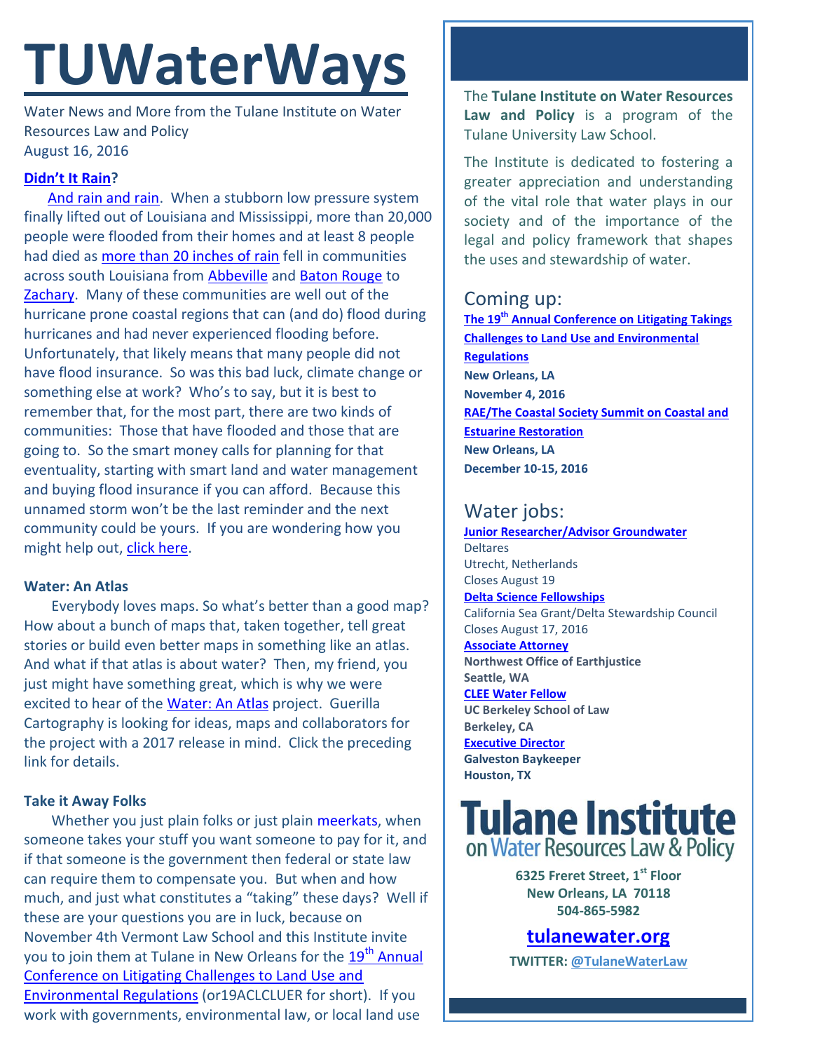# TUWaterWays

Water News and More from the Tulane Institute on Water Resources Law and Policy
August 16, 2016

### Didn't It Rain?

And rain and rain. When a stubborn low pressure system finally lifted out of Louisiana and Mississippi, more than 20,000 people were flooded from their homes and at least 8 people had died as more than 20 inches of rain fell in communities across south Louisiana from Abbeville and Baton Rouge to Zachary. Many of these communities are well out of the hurricane prone coastal regions that can (and do) flood during hurricanes and had never experienced flooding before. Unfortunately, that likely means that many people did not have flood insurance. So was this bad luck, climate change or something else at work? Who's to say, but it is best to remember that, for the most part, there are two kinds of communities: Those that have flooded and those that are going to. So the smart money calls for planning for that eventuality, starting with smart land and water management and buying flood insurance if you can afford. Because this unnamed storm won't be the last reminder and the next community could be yours. If you are wondering how you might help out, click here.

### Water: An Atlas

Everybody loves maps. So what's better than a good map? How about a bunch of maps that, taken together, tell great stories or build even better maps in something like an atlas. And what if that atlas is about water? Then, my friend, you just might have something great, which is why we were excited to hear of the Water: An Atlas project. Guerilla Cartography is looking for ideas, maps and collaborators for the project with a 2017 release in mind. Click the preceding link for details.

### Take it Away Folks

Whether you just plain folks or just plain meerkats, when someone takes your stuff you want someone to pay for it, and if that someone is the government then federal or state law can require them to compensate you. But when and how much, and just what constitutes a "taking" these days? Well if these are your questions you are in luck, because on November 4th Vermont Law School and this Institute invite you to join them at Tulane in New Orleans for the 19th Annual Conference on Litigating Challenges to Land Use and Environmental Regulations (or19ACLCLUER for short). If you work with governments, environmental law, or local land use

---

The **Tulane Institute on Water Resources Law and Policy** is a program of the Tulane University Law School.

The Institute is dedicated to fostering a greater appreciation and understanding of the vital role that water plays in our society and of the importance of the legal and policy framework that shapes the uses and stewardship of water.

## Coming up:

**The 19th Annual Conference on Litigating Takings Challenges to Land Use and Environmental Regulations**
**New Orleans, LA**
**November 4, 2016**

**RAE/The Coastal Society Summit on Coastal and Estuarine Restoration**
**New Orleans, LA**
**December 10-15, 2016**

## Water jobs:

**Junior Researcher/Advisor Groundwater**
Deltares
Utrecht, Netherlands
Closes August 19

**Delta Science Fellowships**
California Sea Grant/Delta Stewardship Council
Closes August 17, 2016

**Associate Attorney**
**Northwest Office of Earthjustice**
**Seattle, WA**

**CLEE Water Fellow**
**UC Berkeley School of Law**
**Berkeley, CA**

**Executive Director**
**Galveston Baykeeper**
**Houston, TX**

**Tulane Institute on Water Resources Law & Policy**

**6325 Freret Street, 1st Floor**
**New Orleans, LA 70118**
**504-865-5982**

**tulanewater.org**

**TWITTER: @TulaneWaterLaw**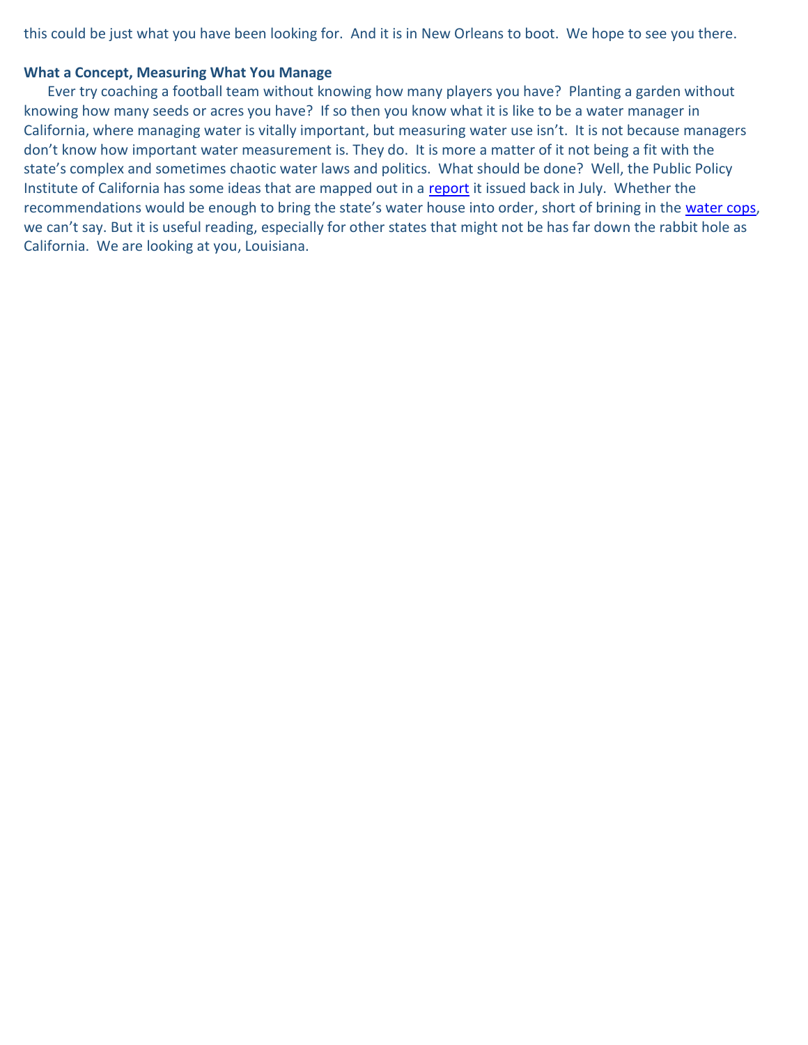this could be just what you have been looking for. And it is in New Orleans to boot. We hope to see you there.

**What a Concept, Measuring What You Manage**

Ever try coaching a football team without knowing how many players you have? Planting a garden without knowing how many seeds or acres you have? If so then you know what it is like to be a water manager in California, where managing water is vitally important, but measuring water use isn't. It is not because managers don't know how important water measurement is. They do. It is more a matter of it not being a fit with the state's complex and sometimes chaotic water laws and politics. What should be done? Well, the Public Policy Institute of California has some ideas that are mapped out in a report it issued back in July. Whether the recommendations would be enough to bring the state's water house into order, short of brining in the water cops, we can't say. But it is useful reading, especially for other states that might not be has far down the rabbit hole as California. We are looking at you, Louisiana.